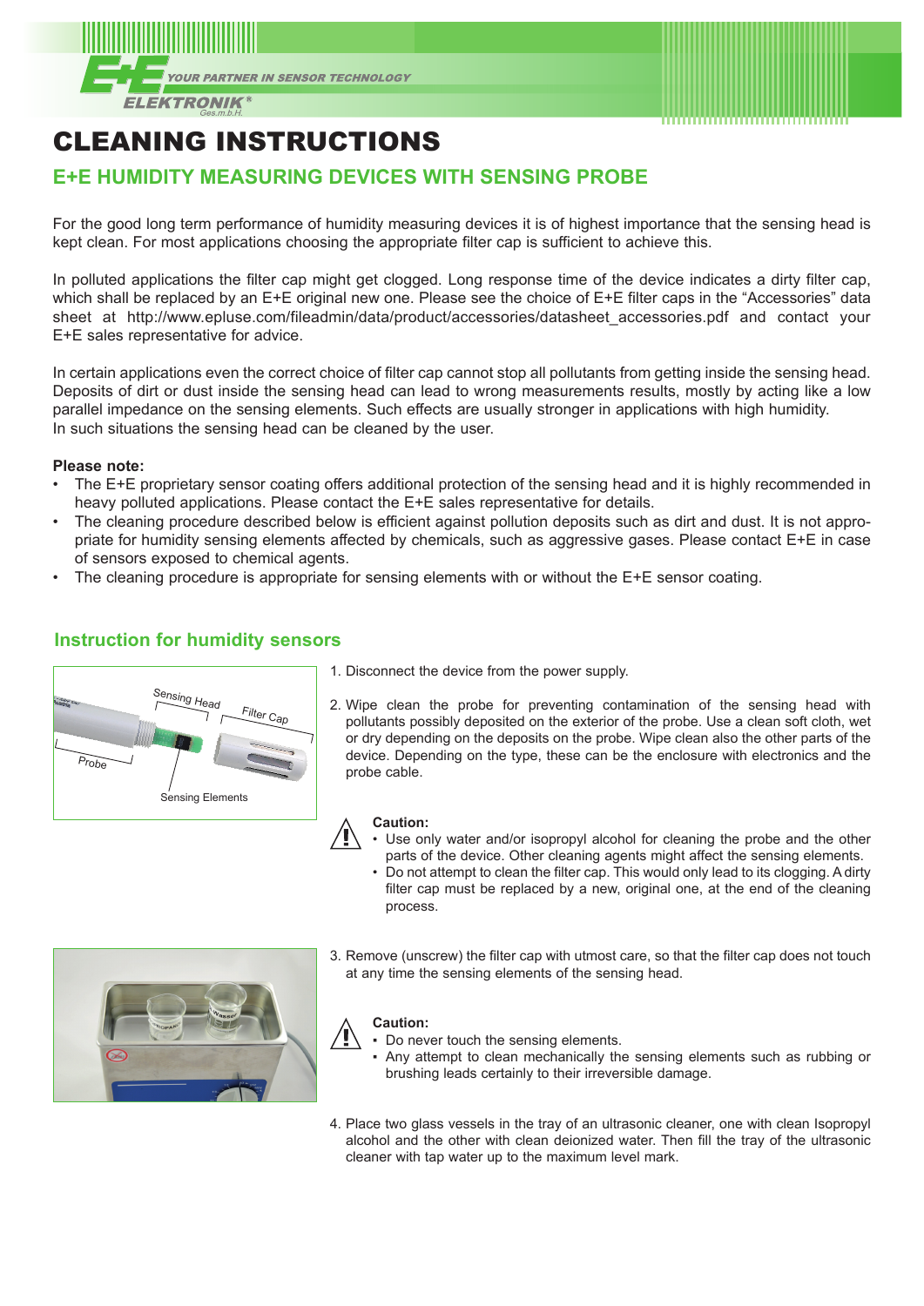# CLEANING INSTRUCTIONS

## E+E HUMIDITY MEASURING DEVICES WITH SENSING PROBE

For the good long term performance of humidity measuring devices it is of highest importance that the sensing head is kept clean. For most applications choosing the appropriate filter cap is sufficient to achieve this.

In polluted applications the filter cap might get clogged. Long response time of the device indicates a dirty filter cap, which shall be replaced by an E+E original new one. Please see the choice of E+E filter caps in the "Accessories" data sheet at http://www.epluse.com/fileadmin/data/product/accessories/datasheet_accessories.pdf and contact your E+E sales representative for advice.

In certain applications even the correct choice of filter cap cannot stop all pollutants from getting inside the sensing head. Deposits of dirt or dust inside the sensing head can lead to wrong measurements results, mostly by acting like a low parallel impedance on the sensing elements. Such effects are usually stronger in applications with high humidity.
In such situations the sensing head can be cleaned by the user.

**Please note:**

- The E+E proprietary sensor coating offers additional protection of the sensing head and it is highly recommended in heavy polluted applications. Please contact the E+E sales representative for details.
- The cleaning procedure described below is efficient against pollution deposits such as dirt and dust. It is not appropriate for humidity sensing elements affected by chemicals, such as aggressive gases. Please contact E+E in case of sensors exposed to chemical agents.
- The cleaning procedure is appropriate for sensing elements with or without the E+E sensor coating.

### Instruction for humidity sensors

1. Disconnect the device from the power supply.

2. Wipe clean the probe for preventing contamination of the sensing head with pollutants possibly deposited on the exterior of the probe. Use a clean soft cloth, wet or dry depending on the deposits on the probe. Wipe clean also the other parts of the device. Depending on the type, these can be the enclosure with electronics and the probe cable.

**Caution:**
- Use only water and/or isopropyl alcohol for cleaning the probe and the other parts of the device. Other cleaning agents might affect the sensing elements.
- Do not attempt to clean the filter cap. This would only lead to its clogging. A dirty filter cap must be replaced by a new, original one, at the end of the cleaning process.

3. Remove (unscrew) the filter cap with utmost care, so that the filter cap does not touch at any time the sensing elements of the sensing head.

**Caution:**
- Do never touch the sensing elements.
- Any attempt to clean mechanically the sensing elements such as rubbing or brushing leads certainly to their irreversible damage.

4. Place two glass vessels in the tray of an ultrasonic cleaner, one with clean Isopropyl alcohol and the other with clean deionized water. Then fill the tray of the ultrasonic cleaner with tap water up to the maximum level mark.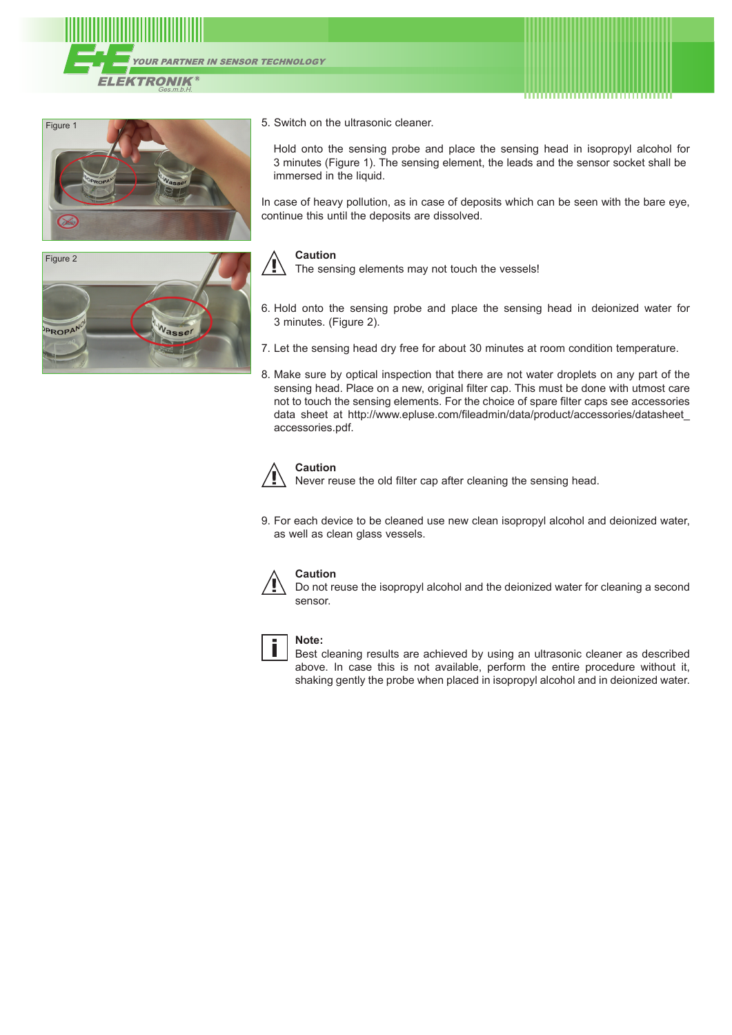Figure 1

Figure 2

5. Switch on the ultrasonic cleaner.

   Hold onto the sensing probe and place the sensing head in isopropyl alcohol for 3 minutes (Figure 1). The sensing element, the leads and the sensor socket shall be immersed in the liquid.

In case of heavy pollution, as in case of deposits which can be seen with the bare eye, continue this until the deposits are dissolved.

**Caution**
The sensing elements may not touch the vessels!

6. Hold onto the sensing probe and place the sensing head in deionized water for 3 minutes. (Figure 2).

7. Let the sensing head dry free for about 30 minutes at room condition temperature.

8. Make sure by optical inspection that there are not water droplets on any part of the sensing head. Place on a new, original filter cap. This must be done with utmost care not to touch the sensing elements. For the choice of spare filter caps see accessories data sheet at http://www.epluse.com/fileadmin/data/product/accessories/datasheet_accessories.pdf.

**Caution**
Never reuse the old filter cap after cleaning the sensing head.

9. For each device to be cleaned use new clean isopropyl alcohol and deionized water, as well as clean glass vessels.

**Caution**
Do not reuse the isopropyl alcohol and the deionized water for cleaning a second sensor.

**Note:**
Best cleaning results are achieved by using an ultrasonic cleaner as described above. In case this is not available, perform the entire procedure without it, shaking gently the probe when placed in isopropyl alcohol and in deionized water.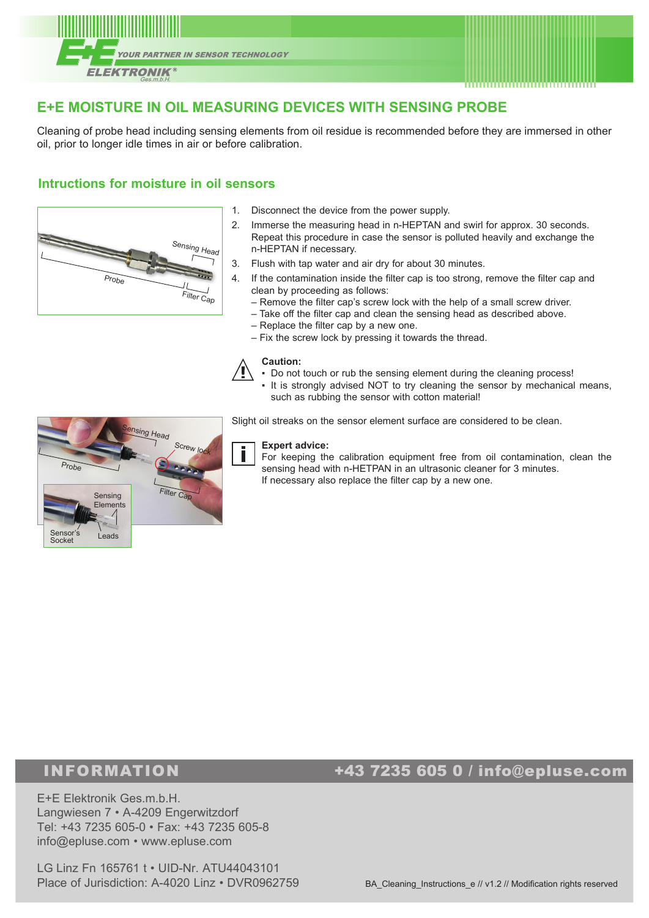# E+E MOISTURE IN OIL MEASURING DEVICES WITH SENSING PROBE

Cleaning of probe head including sensing elements from oil residue is recommended before they are immersed in other oil, prior to longer idle times in air or before calibration.

## Intructions for moisture in oil sensors

1. Disconnect the device from the power supply.
2. Immerse the measuring head in n-HEPTAN and swirl for approx. 30 seconds. Repeat this procedure in case the sensor is polluted heavily and exchange the n-HEPTAN if necessary.
3. Flush with tap water and air dry for about 30 minutes.
4. If the contamination inside the filter cap is too strong, remove the filter cap and clean by proceeding as follows:
   – Remove the filter cap's screw lock with the help of a small screw driver.
   – Take off the filter cap and clean the sensing head as described above.
   – Replace the filter cap by a new one.
   – Fix the screw lock by pressing it towards the thread.

**Caution:**

- Do not touch or rub the sensing element during the cleaning process!
- It is strongly advised NOT to try cleaning the sensor by mechanical means, such as rubbing the sensor with cotton material!

Slight oil streaks on the sensor element surface are considered to be clean.

**Expert advice:**
For keeping the calibration equipment free from oil contamination, clean the sensing head with n-HETPAN in an ultrasonic cleaner for 3 minutes.
If necessary also replace the filter cap by a new one.

Sensing Head
Probe
Filter Cap

Sensing Head
Screw lock
Probe
Filter Cap
Sensing Elements
Sensor's Socket
Leads

## INFORMATION

**+43 7235 605 0 / info@epluse.com**

E+E Elektronik Ges.m.b.H.
Langwiesen 7 • A-4209 Engerwitzdorf
Tel: +43 7235 605-0 • Fax: +43 7235 605-8
info@epluse.com • www.epluse.com

LG Linz Fn 165761 t • UID-Nr. ATU44043101
Place of Jurisdiction: A-4020 Linz • DVR0962759

BA_Cleaning_Instructions_e // v1.2 // Modification rights reserved